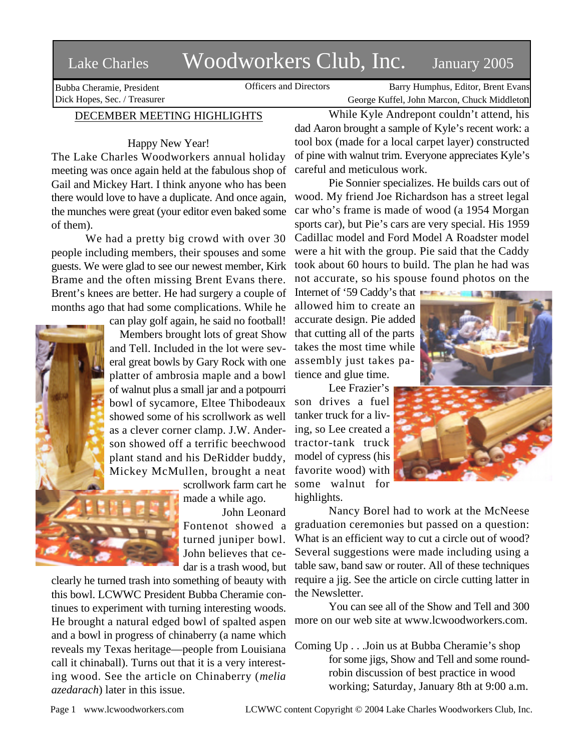# Lake Charles Woodworkers Club, Inc. January 2005

Bubba Cheramie, President
Dick Hopes, Sec. / Treasurer

Officers and Directors

Barry Humphus, Editor, Brent Evans
George Kuffel, John Marcon, Chuck Middleton

## DECEMBER MEETING HIGHLIGHTS

Happy New Year!

The Lake Charles Woodworkers annual holiday meeting was once again held at the fabulous shop of Gail and Mickey Hart. I think anyone who has been there would love to have a duplicate. And once again, the munches were great (your editor even baked some of them).

We had a pretty big crowd with over 30 people including members, their spouses and some guests. We were glad to see our newest member, Kirk Brame and the often missing Brent Evans there. Brent's knees are better. He had surgery a couple of months ago that had some complications. While he can play golf again, he said no football!

Members brought lots of great Show and Tell. Included in the lot were several great bowls by Gary Rock with one platter of ambrosia maple and a bowl of walnut plus a small jar and a potpourri bowl of sycamore, Eltee Thibodeaux showed some of his scrollwork as well as a clever corner clamp. J.W. Anderson showed off a terrific beechwood plant stand and his DeRidder buddy, Mickey McMullen, brought a neat scrollwork farm cart he made a while ago.

John Leonard Fontenot showed a turned juniper bowl. John believes that cedar is a trash wood, but clearly he turned trash into something of beauty with this bowl. LCWWC President Bubba Cheramie continues to experiment with turning interesting woods. He brought a natural edged bowl of spalted aspen and a bowl in progress of chinaberry (a name which reveals my Texas heritage—people from Louisiana call it chinaball). Turns out that it is a very interesting wood. See the article on Chinaberry (*melia azedarach*) later in this issue.

While Kyle Andrepont couldn't attend, his dad Aaron brought a sample of Kyle's recent work: a tool box (made for a local carpet layer) constructed of pine with walnut trim. Everyone appreciates Kyle's careful and meticulous work.

Pie Sonnier specializes. He builds cars out of wood. My friend Joe Richardson has a street legal car who's frame is made of wood (a 1954 Morgan sports car), but Pie's cars are very special. His 1959 Cadillac model and Ford Model A Roadster model were a hit with the group. Pie said that the Caddy took about 60 hours to build. The plan he had was not accurate, so his spouse found photos on the Internet of '59 Caddy's that allowed him to create an accurate design. Pie added that cutting all of the parts takes the most time while assembly just takes patience and glue time.

Lee Frazier's son drives a fuel tanker truck for a living, so Lee created a tractor-tank truck model of cypress (his favorite wood) with some walnut for highlights.

Nancy Borel had to work at the McNeese graduation ceremonies but passed on a question: What is an efficient way to cut a circle out of wood? Several suggestions were made including using a table saw, band saw or router. All of these techniques require a jig. See the article on circle cutting latter in the Newsletter.

You can see all of the Show and Tell and 300 more on our web site at www.lcwoodworkers.com.

Coming Up . . .Join us at Bubba Cheramie's shop for some jigs, Show and Tell and some round-robin discussion of best practice in wood working; Saturday, January 8th at 9:00 a.m.

LCWWC content Copyright © 2004 Lake Charles Woodworkers Club, Inc.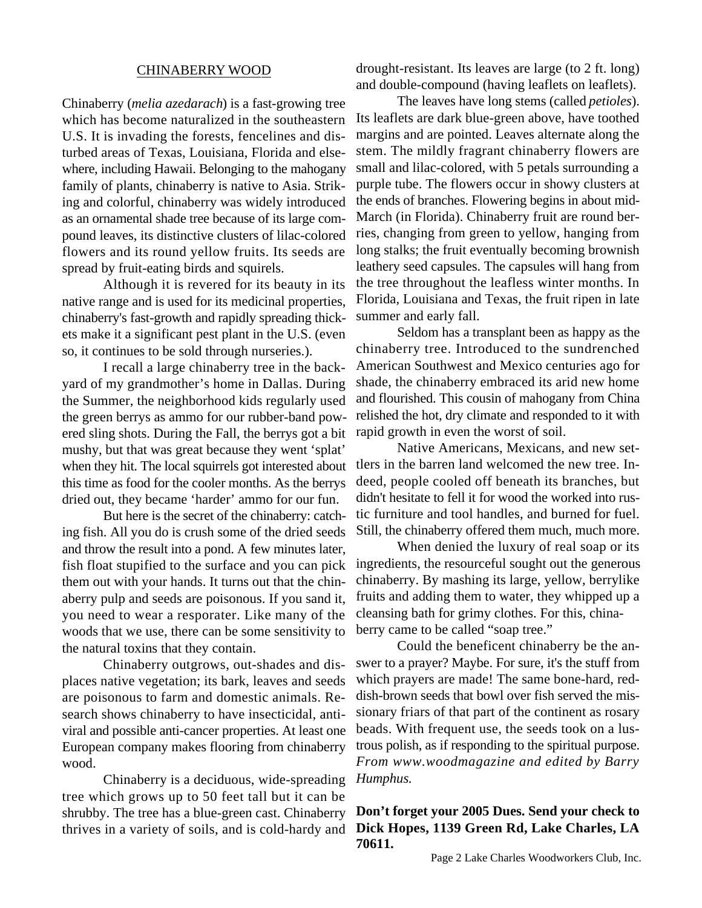## CHINABERRY WOOD

Chinaberry (*melia azedarach*) is a fast-growing tree which has become naturalized in the southeastern U.S. It is invading the forests, fencelines and disturbed areas of Texas, Louisiana, Florida and elsewhere, including Hawaii. Belonging to the mahogany family of plants, chinaberry is native to Asia. Striking and colorful, chinaberry was widely introduced as an ornamental shade tree because of its large compound leaves, its distinctive clusters of lilac-colored flowers and its round yellow fruits. Its seeds are spread by fruit-eating birds and squirels.

Although it is revered for its beauty in its native range and is used for its medicinal properties, chinaberry's fast-growth and rapidly spreading thickets make it a significant pest plant in the U.S. (even so, it continues to be sold through nurseries.).

I recall a large chinaberry tree in the backyard of my grandmother's home in Dallas. During the Summer, the neighborhood kids regularly used the green berrys as ammo for our rubber-band powered sling shots. During the Fall, the berrys got a bit mushy, but that was great because they went 'splat' when they hit. The local squirrels got interested about this time as food for the cooler months. As the berrys dried out, they became 'harder' ammo for our fun.

But here is the secret of the chinaberry: catching fish. All you do is crush some of the dried seeds and throw the result into a pond. A few minutes later, fish float stupified to the surface and you can pick them out with your hands. It turns out that the chinaberry pulp and seeds are poisonous. If you sand it, you need to wear a resporater. Like many of the woods that we use, there can be some sensitivity to the natural toxins that they contain.

Chinaberry outgrows, out-shades and displaces native vegetation; its bark, leaves and seeds are poisonous to farm and domestic animals. Research shows chinaberry to have insecticidal, antiviral and possible anti-cancer properties. At least one European company makes flooring from chinaberry wood.

Chinaberry is a deciduous, wide-spreading tree which grows up to 50 feet tall but it can be shrubby. The tree has a blue-green cast. Chinaberry thrives in a variety of soils, and is cold-hardy and drought-resistant. Its leaves are large (to 2 ft. long) and double-compound (having leaflets on leaflets).

The leaves have long stems (called *petioles*). Its leaflets are dark blue-green above, have toothed margins and are pointed. Leaves alternate along the stem. The mildly fragrant chinaberry flowers are small and lilac-colored, with 5 petals surrounding a purple tube. The flowers occur in showy clusters at the ends of branches. Flowering begins in about mid-March (in Florida). Chinaberry fruit are round berries, changing from green to yellow, hanging from long stalks; the fruit eventually becoming brownish leathery seed capsules. The capsules will hang from the tree throughout the leafless winter months. In Florida, Louisiana and Texas, the fruit ripen in late summer and early fall.

Seldom has a transplant been as happy as the chinaberry tree. Introduced to the sundrenched American Southwest and Mexico centuries ago for shade, the chinaberry embraced its arid new home and flourished. This cousin of mahogany from China relished the hot, dry climate and responded to it with rapid growth in even the worst of soil.

Native Americans, Mexicans, and new settlers in the barren land welcomed the new tree. Indeed, people cooled off beneath its branches, but didn't hesitate to fell it for wood the worked into rustic furniture and tool handles, and burned for fuel. Still, the chinaberry offered them much, much more.

When denied the luxury of real soap or its ingredients, the resourceful sought out the generous chinaberry. By mashing its large, yellow, berrylike fruits and adding them to water, they whipped up a cleansing bath for grimy clothes. For this, chinaberry came to be called "soap tree."

Could the beneficent chinaberry be the answer to a prayer? Maybe. For sure, it's the stuff from which prayers are made! The same bone-hard, reddish-brown seeds that bowl over fish served the missionary friars of that part of the continent as rosary beads. With frequent use, the seeds took on a lustrous polish, as if responding to the spiritual purpose. *From www.woodmagazine and edited by Barry Humphus.*

**Don't forget your 2005 Dues. Send your check to Dick Hopes, 1139 Green Rd, Lake Charles, LA 70611.**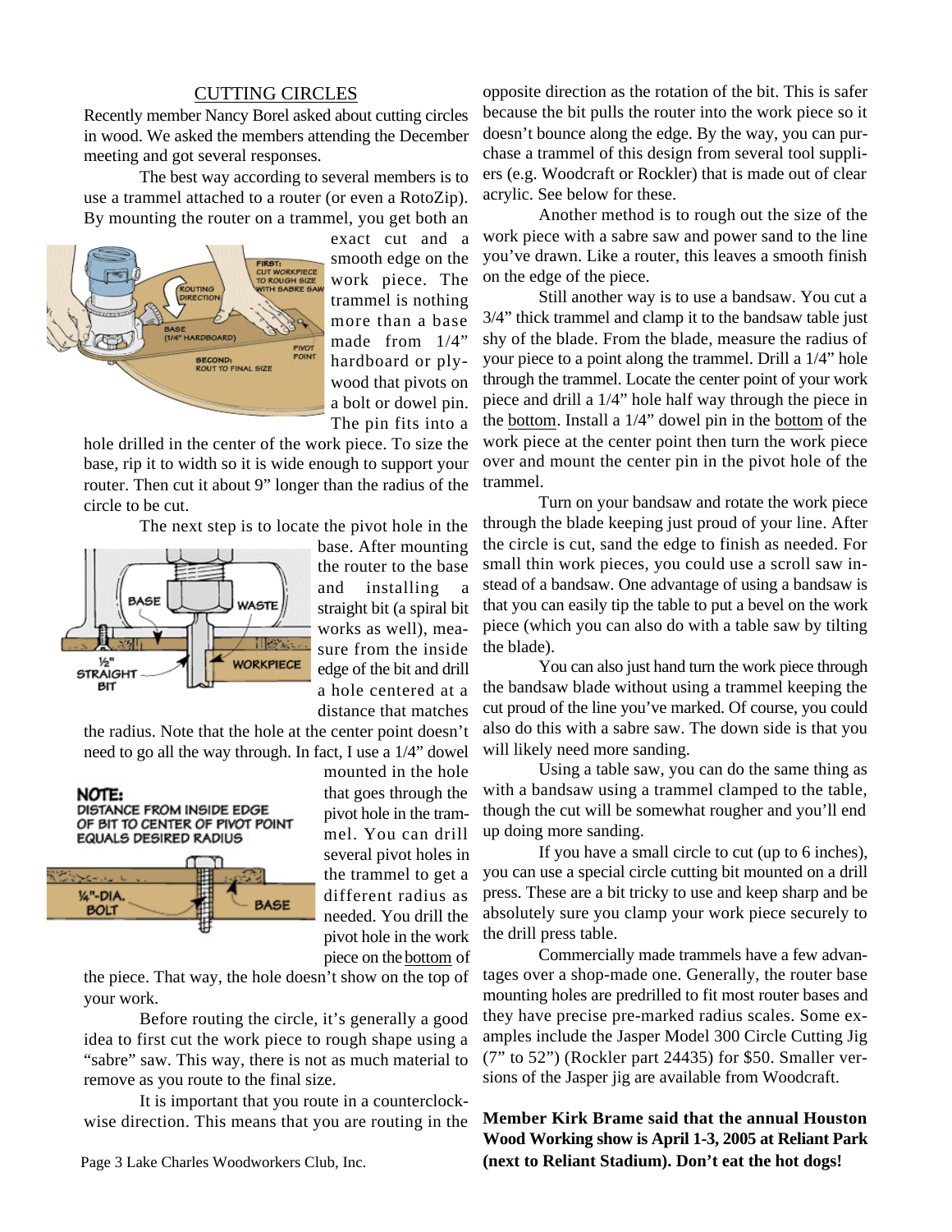## CUTTING CIRCLES

Recently member Nancy Borel asked about cutting circles in wood. We asked the members attending the December meeting and got several responses.

The best way according to several members is to use a trammel attached to a router (or even a RotoZip). By mounting the router on a trammel, you get both an exact cut and a smooth edge on the work piece. The trammel is nothing more than a base made from 1/4" hardboard or plywood that pivots on a bolt or dowel pin. The pin fits into a hole drilled in the center of the work piece. To size the base, rip it to width so it is wide enough to support your router. Then cut it about 9" longer than the radius of the circle to be cut.

FIRST: CUT WORKPIECE TO ROUGH SIZE WITH SABRE SAW
ROUTING DIRECTION
BASE (1/4" HARDBOARD)
PIVOT POINT
SECOND: ROUT TO FINAL SIZE

The next step is to locate the pivot hole in the base. After mounting the router to the base and installing a straight bit (a spiral bit works as well), measure from the inside edge of the bit and drill a hole centered at a distance that matches the radius. Note that the hole at the center point doesn't need to go all the way through. In fact, I use a 1/4" dowel mounted in the hole that goes through the pivot hole in the trammel. You can drill several pivot holes in the trammel to get a different radius as needed. You drill the pivot hole in the work piece on the bottom of the piece. That way, the hole doesn't show on the top of your work.

BASE
WASTE
½" STRAIGHT BIT
WORKPIECE

NOTE:
DISTANCE FROM INSIDE EDGE OF BIT TO CENTER OF PIVOT POINT EQUALS DESIRED RADIUS
¼"-DIA. BOLT
BASE

Before routing the circle, it's generally a good idea to first cut the work piece to rough shape using a "sabre" saw. This way, there is not as much material to remove as you route to the final size.

It is important that you route in a counterclockwise direction. This means that you are routing in the opposite direction as the rotation of the bit. This is safer because the bit pulls the router into the work piece so it doesn't bounce along the edge. By the way, you can purchase a trammel of this design from several tool suppliers (e.g. Woodcraft or Rockler) that is made out of clear acrylic. See below for these.

Another method is to rough out the size of the work piece with a sabre saw and power sand to the line you've drawn. Like a router, this leaves a smooth finish on the edge of the piece.

Still another way is to use a bandsaw. You cut a 3/4" thick trammel and clamp it to the bandsaw table just shy of the blade. From the blade, measure the radius of your piece to a point along the trammel. Drill a 1/4" hole through the trammel. Locate the center point of your work piece and drill a 1/4" hole half way through the piece in the bottom. Install a 1/4" dowel pin in the bottom of the work piece at the center point then turn the work piece over and mount the center pin in the pivot hole of the trammel.

Turn on your bandsaw and rotate the work piece through the blade keeping just proud of your line. After the circle is cut, sand the edge to finish as needed. For small thin work pieces, you could use a scroll saw instead of a bandsaw. One advantage of using a bandsaw is that you can easily tip the table to put a bevel on the work piece (which you can also do with a table saw by tilting the blade).

You can also just hand turn the work piece through the bandsaw blade without using a trammel keeping the cut proud of the line you've marked. Of course, you could also do this with a sabre saw. The down side is that you will likely need more sanding.

Using a table saw, you can do the same thing as with a bandsaw using a trammel clamped to the table, though the cut will be somewhat rougher and you'll end up doing more sanding.

If you have a small circle to cut (up to 6 inches), you can use a special circle cutting bit mounted on a drill press. These are a bit tricky to use and keep sharp and be absolutely sure you clamp your work piece securely to the drill press table.

Commercially made trammels have a few advantages over a shop-made one. Generally, the router base mounting holes are predrilled to fit most router bases and they have precise pre-marked radius scales. Some examples include the Jasper Model 300 Circle Cutting Jig (7" to 52") (Rockler part 24435) for $50. Smaller versions of the Jasper jig are available from Woodcraft.

**Member Kirk Brame said that the annual Houston Wood Working show is April 1-3, 2005 at Reliant Park (next to Reliant Stadium). Don't eat the hot dogs!**